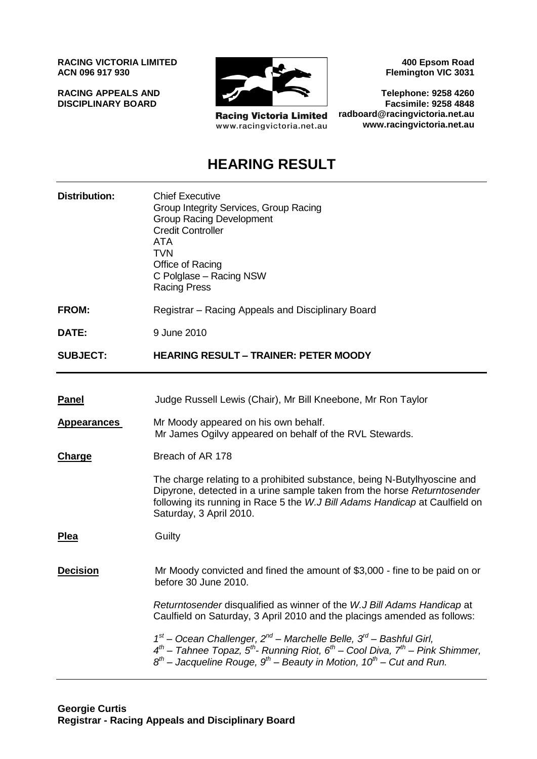**RACING VICTORIA LIMITED**
**ACN 096 917 930**

**RACING APPEALS AND DISCIPLINARY BOARD**

Racing Victoria Limited
www.racingvictoria.net.au

**400 Epsom Road**
**Flemington VIC 3031**

**Telephone: 9258 4260**
**Facsimile: 9258 4848**
**radboard@racingvictoria.net.au**
**www.racingvictoria.net.au**

# HEARING RESULT

| | |
|---|---|
| **Distribution:** | Chief Executive<br>Group Integrity Services, Group Racing<br>Group Racing Development<br>Credit Controller<br>ATA<br>TVN<br>Office of Racing<br>C Polglase – Racing NSW<br>Racing Press |
| **FROM:** | Registrar – Racing Appeals and Disciplinary Board |
| **DATE:** | 9 June 2010 |
| **SUBJECT:** | **HEARING RESULT – TRAINER: PETER MOODY** |

| | |
|---|---|
| **Panel** | Judge Russell Lewis (Chair), Mr Bill Kneebone, Mr Ron Taylor |
| **Appearances** | Mr Moody appeared on his own behalf.<br>Mr James Ogilvy appeared on behalf of the RVL Stewards. |
| **Charge** | Breach of AR 178<br><br>The charge relating to a prohibited substance, being N-Butylhyoscine and Dipyrone, detected in a urine sample taken from the horse *Returntosender* following its running in Race 5 the *W.J Bill Adams Handicap* at Caulfield on Saturday, 3 April 2010. |
| **Plea** | Guilty |
| **Decision** | Mr Moody convicted and fined the amount of $3,000 - fine to be paid on or before 30 June 2010.<br><br>*Returntosender* disqualified as winner of the *W.J Bill Adams Handicap* at Caulfield on Saturday, 3 April 2010 and the placings amended as follows:<br><br>*1st – Ocean Challenger, 2nd – Marchelle Belle, 3rd – Bashful Girl, 4th – Tahnee Topaz, 5th- Running Riot, 6th – Cool Diva, 7th – Pink Shimmer, 8th – Jacqueline Rouge, 9th – Beauty in Motion, 10th – Cut and Run.* |

**Georgie Curtis**
**Registrar - Racing Appeals and Disciplinary Board**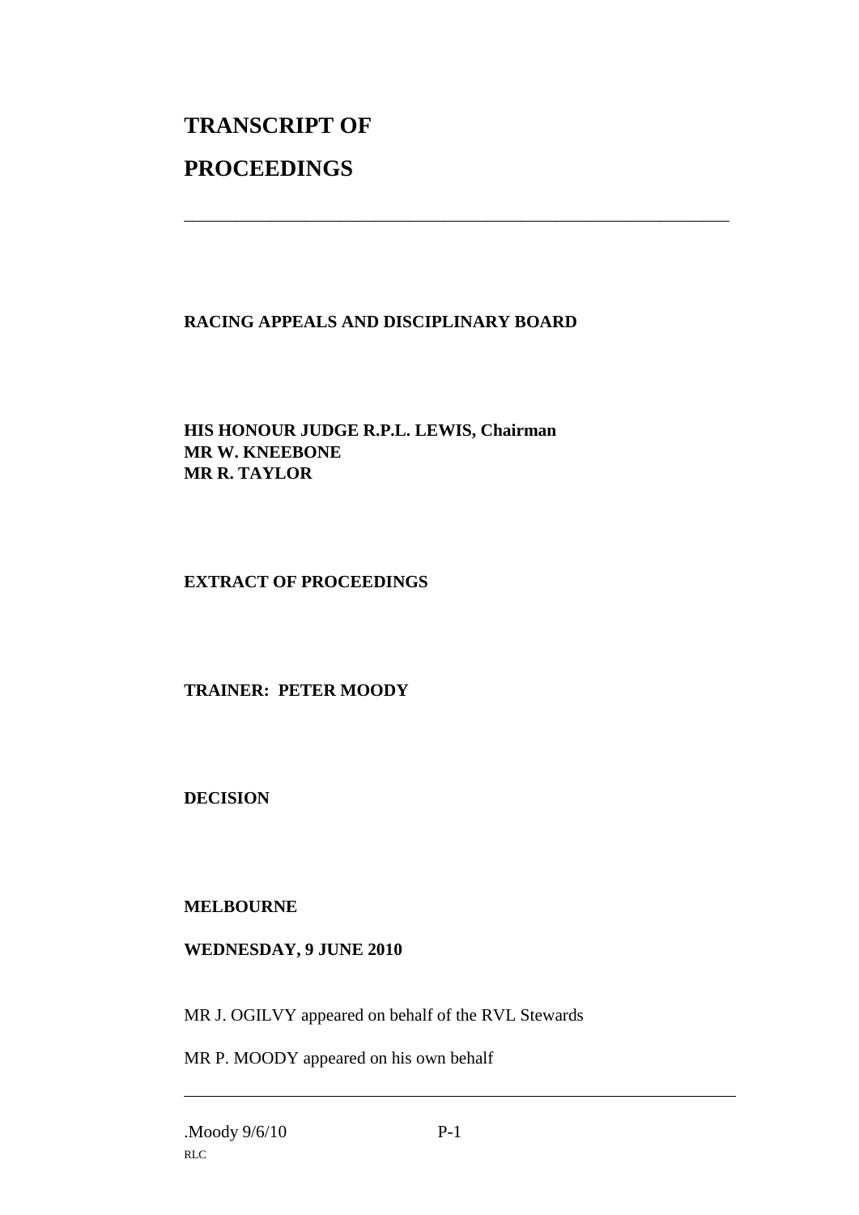# TRANSCRIPT OF

# PROCEEDINGS

---

**RACING APPEALS AND DISCIPLINARY BOARD**

**HIS HONOUR JUDGE R.P.L. LEWIS, Chairman**
**MR W. KNEEBONE**
**MR R. TAYLOR**

**EXTRACT OF PROCEEDINGS**

**TRAINER: PETER MOODY**

**DECISION**

**MELBOURNE**

**WEDNESDAY, 9 JUNE 2010**

MR J. OGILVY appeared on behalf of the RVL Stewards

MR P. MOODY appeared on his own behalf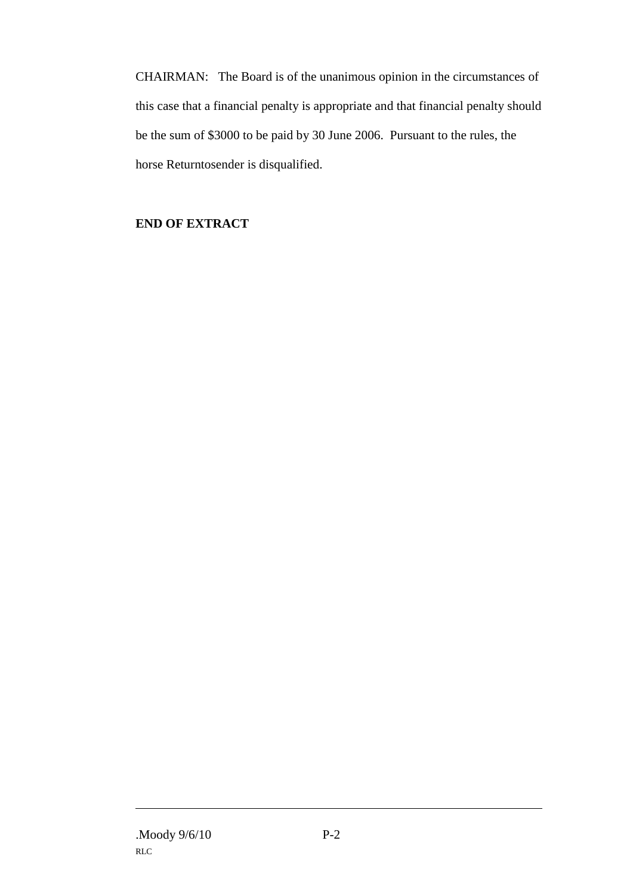CHAIRMAN: The Board is of the unanimous opinion in the circumstances of this case that a financial penalty is appropriate and that financial penalty should be the sum of $3000 to be paid by 30 June 2006. Pursuant to the rules, the horse Returntosender is disqualified.

**END OF EXTRACT**